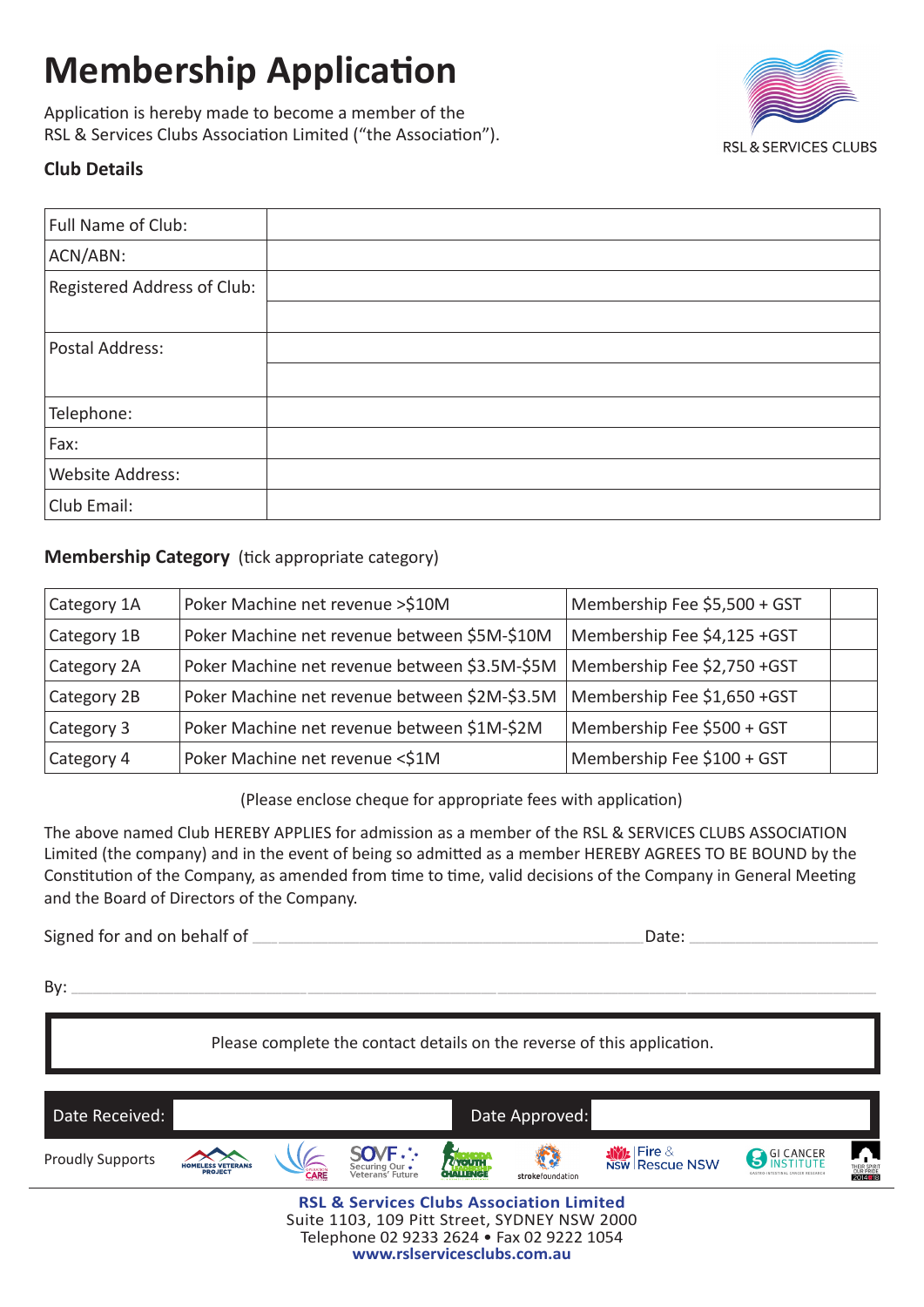# Membership Application

Application is hereby made to become a member of the RSL & Services Clubs Association Limited ("the Association").

RSL & SERVICES CLUBS

### Club Details

| Full Name of Club: | |
|---|---|
| ACN/ABN: | |
| Registered Address of Club: | |
| | |
| Postal Address: | |
| | |
| Telephone: | |
| Fax: | |
| Website Address: | |
| Club Email: | |

**Membership Category** (tick appropriate category)

| Category | Poker Machine net revenue | Membership Fee | Tick |
|---|---|---|---|
| Category 1A | Poker Machine net revenue >$10M | Membership Fee $5,500 + GST | |
| Category 1B | Poker Machine net revenue between $5M-$10M | Membership Fee $4,125 +GST | |
| Category 2A | Poker Machine net revenue between $3.5M-$5M | Membership Fee $2,750 +GST | |
| Category 2B | Poker Machine net revenue between $2M-$3.5M | Membership Fee $1,650 +GST | |
| Category 3 | Poker Machine net revenue between $1M-$2M | Membership Fee $500 + GST | |
| Category 4 | Poker Machine net revenue <$1M | Membership Fee $100 + GST | |

(Please enclose cheque for appropriate fees with application)

The above named Club HEREBY APPLIES for admission as a member of the RSL & SERVICES CLUBS ASSOCIATION Limited (the company) and in the event of being so admitted as a member HEREBY AGREES TO BE BOUND by the Constitution of the Company, as amended from time to time, valid decisions of the Company in General Meeting and the Board of Directors of the Company.

Signed for and on behalf of ______________________________ Date: ____________

By: ____________________________________________

Please complete the contact details on the reverse of this application.

| Date Received: | | Date Approved: | |
|---|---|---|---|

Proudly Supports: Homeless Veterans Project, Operation Care, SOVF Securing Our Veterans' Future, Kokoda Youth Leadership Challenge, strokefoundation, Fire & Rescue NSW, GI Cancer Institute, Their Spirit Our Pride 2014-18

**RSL & Services Clubs Association Limited**
Suite 1103, 109 Pitt Street, SYDNEY NSW 2000
Telephone 02 9233 2624 • Fax 02 9222 1054
**www.rslservicesclubs.com.au**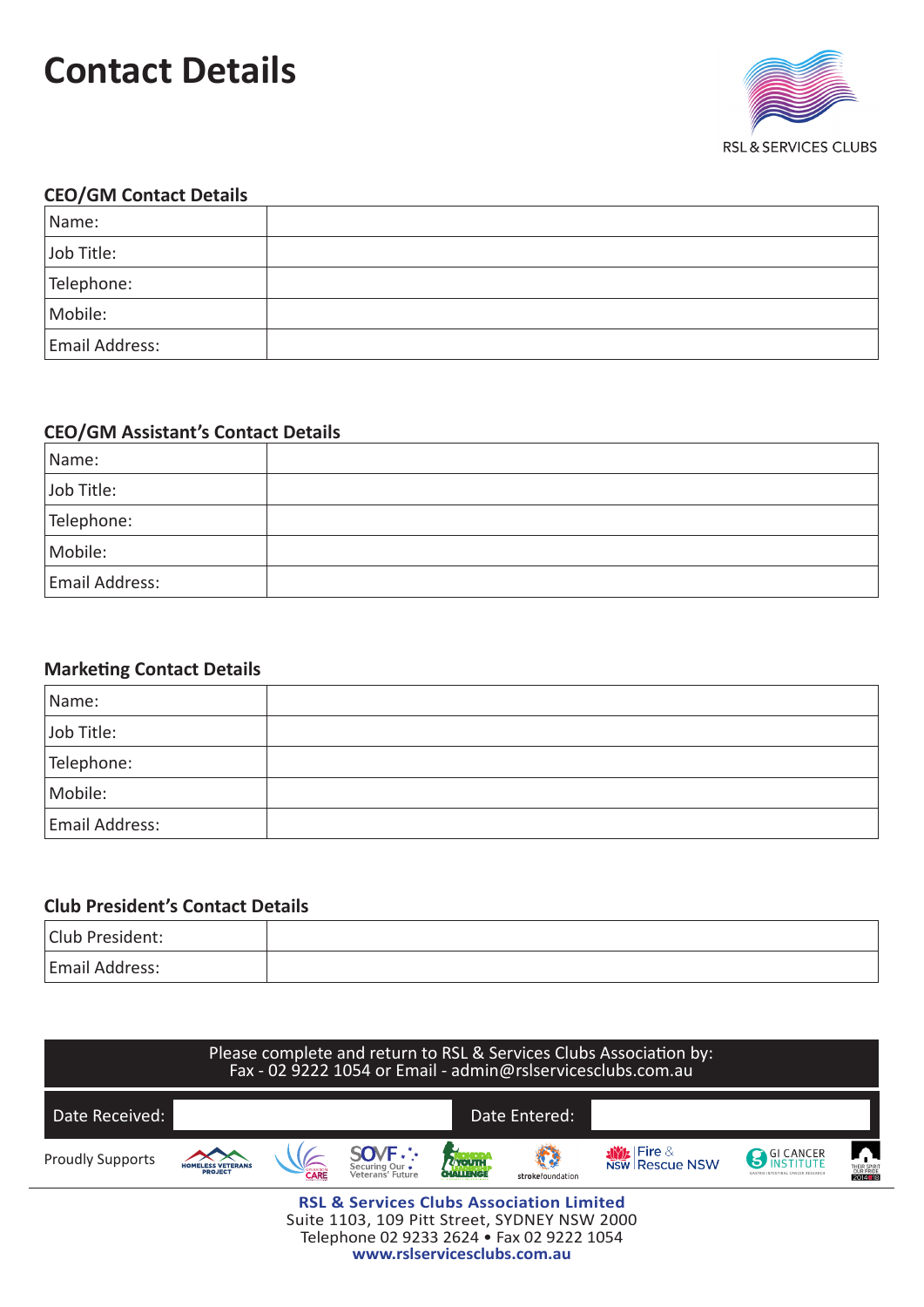# Contact Details

RSL & SERVICES CLUBS

### CEO/GM Contact Details

| | |
|---|---|
| Name: | |
| Job Title: | |
| Telephone: | |
| Mobile: | |
| Email Address: | |

### CEO/GM Assistant's Contact Details

| | |
|---|---|
| Name: | |
| Job Title: | |
| Telephone: | |
| Mobile: | |
| Email Address: | |

### Marketing Contact Details

| | |
|---|---|
| Name: | |
| Job Title: | |
| Telephone: | |
| Mobile: | |
| Email Address: | |

### Club President's Contact Details

| | |
|---|---|
| Club President: | |
| Email Address: | |

Please complete and return to RSL & Services Clubs Association by:
Fax - 02 9222 1054 or Email - admin@rslservicesclubs.com.au

| | | | |
|---|---|---|---|
| Date Received: | | Date Entered: | |

Proudly Supports: Homeless Veterans Project, Operation Care, SOVF Securing Our Veterans' Future, Kokoda Youth Leadership Challenge, Stroke Foundation, NSW Fire & Rescue NSW, GI Cancer Institute, Their Spirit Our Pride 2014–18

**RSL & Services Clubs Association Limited**
Suite 1103, 109 Pitt Street, SYDNEY NSW 2000
Telephone 02 9233 2624 • Fax 02 9222 1054
**www.rslservicesclubs.com.au**